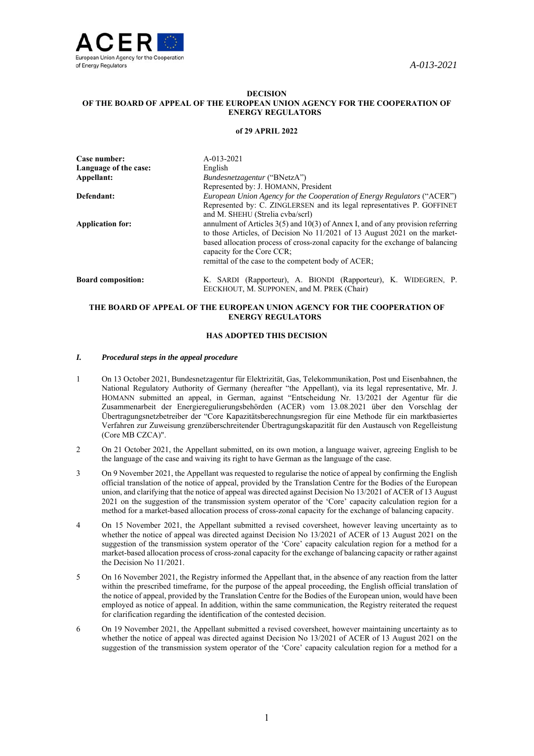**DECISION**
**OF THE BOARD OF APPEAL OF THE EUROPEAN UNION AGENCY FOR THE COOPERATION OF ENERGY REGULATORS**

**of 29 APRIL 2022**

| | |
|---|---|
| **Case number:** | A-013-2021 |
| **Language of the case:** | English |
| **Appellant:** | *Bundesnetzagentur* ("BNetzA")<br>Represented by: J. HOMANN, President |
| **Defendant:** | *European Union Agency for the Cooperation of Energy Regulators* ("ACER")<br>Represented by: C. ZINGLERSEN and its legal representatives P. GOFFINET and M. SHEHU (Strelia cvba/scrl) |
| **Application for:** | annulment of Articles 3(5) and 10(3) of Annex I, and of any provision referring to those Articles, of Decision No 11/2021 of 13 August 2021 on the market-based allocation process of cross-zonal capacity for the exchange of balancing capacity for the Core CCR;<br>remittal of the case to the competent body of ACER; |
| **Board composition:** | K. SARDI (Rapporteur), A. BIONDI (Rapporteur), K. WIDEGREN, P. EECKHOUT, M. SUPPONEN, and M. PREK (Chair) |

**THE BOARD OF APPEAL OF THE EUROPEAN UNION AGENCY FOR THE COOPERATION OF ENERGY REGULATORS**

**HAS ADOPTED THIS DECISION**

## *I. Procedural steps in the appeal procedure*

1 On 13 October 2021, Bundesnetzagentur für Elektrizität, Gas, Telekommunikation, Post und Eisenbahnen, the National Regulatory Authority of Germany (hereafter "the Appellant), via its legal representative, Mr. J. HOMANN submitted an appeal, in German, against "Entscheidung Nr. 13/2021 der Agentur für die Zusammenarbeit der Energieregulierungsbehörden (ACER) vom 13.08.2021 über den Vorschlag der Übertragungsnetzbetreiber der "Core Kapazitätsberechnungsregion für eine Methode für ein marktbasiertes Verfahren zur Zuweisung grenzüberschreitender Übertragungskapazität für den Austausch von Regelleistung (Core MB CZCA)".

2 On 21 October 2021, the Appellant submitted, on its own motion, a language waiver, agreeing English to be the language of the case and waiving its right to have German as the language of the case.

3 On 9 November 2021, the Appellant was requested to regularise the notice of appeal by confirming the English official translation of the notice of appeal, provided by the Translation Centre for the Bodies of the European union, and clarifying that the notice of appeal was directed against Decision No 13/2021 of ACER of 13 August 2021 on the suggestion of the transmission system operator of the 'Core' capacity calculation region for a method for a market-based allocation process of cross-zonal capacity for the exchange of balancing capacity.

4 On 15 November 2021, the Appellant submitted a revised coversheet, however leaving uncertainty as to whether the notice of appeal was directed against Decision No 13/2021 of ACER of 13 August 2021 on the suggestion of the transmission system operator of the 'Core' capacity calculation region for a method for a market-based allocation process of cross-zonal capacity for the exchange of balancing capacity or rather against the Decision No 11/2021.

5 On 16 November 2021, the Registry informed the Appellant that, in the absence of any reaction from the latter within the prescribed timeframe, for the purpose of the appeal proceeding, the English official translation of the notice of appeal, provided by the Translation Centre for the Bodies of the European union, would have been employed as notice of appeal. In addition, within the same communication, the Registry reiterated the request for clarification regarding the identification of the contested decision.

6 On 19 November 2021, the Appellant submitted a revised coversheet, however maintaining uncertainty as to whether the notice of appeal was directed against Decision No 13/2021 of ACER of 13 August 2021 on the suggestion of the transmission system operator of the 'Core' capacity calculation region for a method for a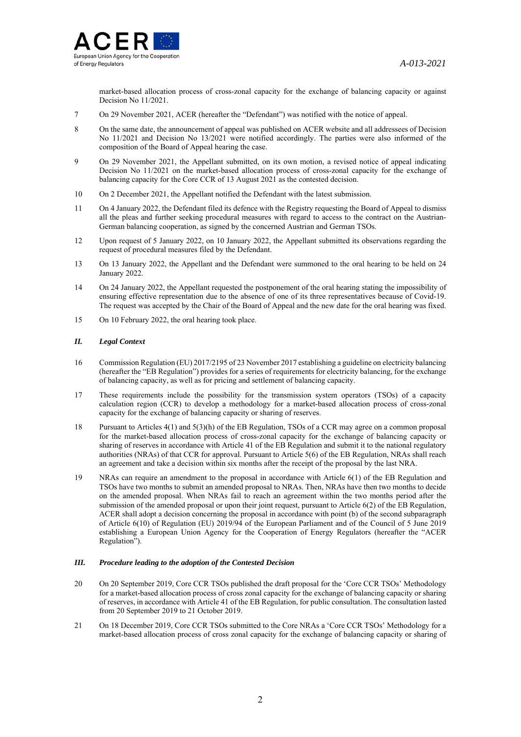market-based allocation process of cross-zonal capacity for the exchange of balancing capacity or against Decision No 11/2021.

7 On 29 November 2021, ACER (hereafter the "Defendant") was notified with the notice of appeal.

8 On the same date, the announcement of appeal was published on ACER website and all addressees of Decision No 11/2021 and Decision No 13/2021 were notified accordingly. The parties were also informed of the composition of the Board of Appeal hearing the case.

9 On 29 November 2021, the Appellant submitted, on its own motion, a revised notice of appeal indicating Decision No 11/2021 on the market-based allocation process of cross-zonal capacity for the exchange of balancing capacity for the Core CCR of 13 August 2021 as the contested decision.

10 On 2 December 2021, the Appellant notified the Defendant with the latest submission.

11 On 4 January 2022, the Defendant filed its defence with the Registry requesting the Board of Appeal to dismiss all the pleas and further seeking procedural measures with regard to access to the contract on the Austrian-German balancing cooperation, as signed by the concerned Austrian and German TSOs.

12 Upon request of 5 January 2022, on 10 January 2022, the Appellant submitted its observations regarding the request of procedural measures filed by the Defendant.

13 On 13 January 2022, the Appellant and the Defendant were summoned to the oral hearing to be held on 24 January 2022.

14 On 24 January 2022, the Appellant requested the postponement of the oral hearing stating the impossibility of ensuring effective representation due to the absence of one of its three representatives because of Covid-19. The request was accepted by the Chair of the Board of Appeal and the new date for the oral hearing was fixed.

15 On 10 February 2022, the oral hearing took place.

### *II. Legal Context*

16 Commission Regulation (EU) 2017/2195 of 23 November 2017 establishing a guideline on electricity balancing (hereafter the "EB Regulation") provides for a series of requirements for electricity balancing, for the exchange of balancing capacity, as well as for pricing and settlement of balancing capacity.

17 These requirements include the possibility for the transmission system operators (TSOs) of a capacity calculation region (CCR) to develop a methodology for a market-based allocation process of cross-zonal capacity for the exchange of balancing capacity or sharing of reserves.

18 Pursuant to Articles 4(1) and 5(3)(h) of the EB Regulation, TSOs of a CCR may agree on a common proposal for the market-based allocation process of cross-zonal capacity for the exchange of balancing capacity or sharing of reserves in accordance with Article 41 of the EB Regulation and submit it to the national regulatory authorities (NRAs) of that CCR for approval. Pursuant to Article 5(6) of the EB Regulation, NRAs shall reach an agreement and take a decision within six months after the receipt of the proposal by the last NRA.

19 NRAs can require an amendment to the proposal in accordance with Article 6(1) of the EB Regulation and TSOs have two months to submit an amended proposal to NRAs. Then, NRAs have then two months to decide on the amended proposal. When NRAs fail to reach an agreement within the two months period after the submission of the amended proposal or upon their joint request, pursuant to Article 6(2) of the EB Regulation, ACER shall adopt a decision concerning the proposal in accordance with point (b) of the second subparagraph of Article 6(10) of Regulation (EU) 2019/94 of the European Parliament and of the Council of 5 June 2019 establishing a European Union Agency for the Cooperation of Energy Regulators (hereafter the "ACER Regulation").

### *III. Procedure leading to the adoption of the Contested Decision*

20 On 20 September 2019, Core CCR TSOs published the draft proposal for the 'Core CCR TSOs' Methodology for a market-based allocation process of cross zonal capacity for the exchange of balancing capacity or sharing of reserves, in accordance with Article 41 of the EB Regulation, for public consultation. The consultation lasted from 20 September 2019 to 21 October 2019.

21 On 18 December 2019, Core CCR TSOs submitted to the Core NRAs a 'Core CCR TSOs' Methodology for a market-based allocation process of cross zonal capacity for the exchange of balancing capacity or sharing of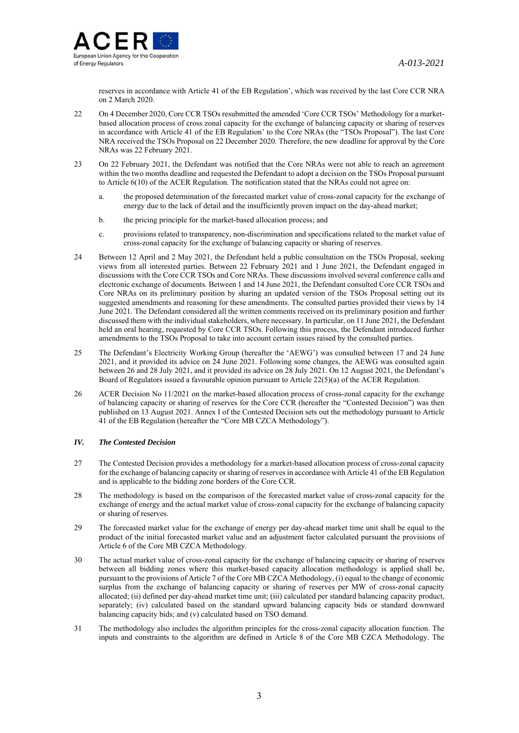reserves in accordance with Article 41 of the EB Regulation', which was received by the last Core CCR NRA on 2 March 2020.

22 On 4 December 2020, Core CCR TSOs resubmitted the amended 'Core CCR TSOs' Methodology for a market-based allocation process of cross zonal capacity for the exchange of balancing capacity or sharing of reserves in accordance with Article 41 of the EB Regulation' to the Core NRAs (the "TSOs Proposal"). The last Core NRA received the TSOs Proposal on 22 December 2020. Therefore, the new deadline for approval by the Core NRAs was 22 February 2021.

23 On 22 February 2021, the Defendant was notified that the Core NRAs were not able to reach an agreement within the two months deadline and requested the Defendant to adopt a decision on the TSOs Proposal pursuant to Article 6(10) of the ACER Regulation. The notification stated that the NRAs could not agree on:

   a. the proposed determination of the forecasted market value of cross-zonal capacity for the exchange of energy due to the lack of detail and the insufficiently proven impact on the day-ahead market;

   b. the pricing principle for the market-based allocation process; and

   c. provisions related to transparency, non-discrimination and specifications related to the market value of cross-zonal capacity for the exchange of balancing capacity or sharing of reserves.

24 Between 12 April and 2 May 2021, the Defendant held a public consultation on the TSOs Proposal, seeking views from all interested parties. Between 22 February 2021 and 1 June 2021, the Defendant engaged in discussions with the Core CCR TSOs and Core NRAs. These discussions involved several conference calls and electronic exchange of documents. Between 1 and 14 June 2021, the Defendant consulted Core CCR TSOs and Core NRAs on its preliminary position by sharing an updated version of the TSOs Proposal setting out its suggested amendments and reasoning for these amendments. The consulted parties provided their views by 14 June 2021. The Defendant considered all the written comments received on its preliminary position and further discussed them with the individual stakeholders, where necessary. In particular, on 11 June 2021, the Defendant held an oral hearing, requested by Core CCR TSOs. Following this process, the Defendant introduced further amendments to the TSOs Proposal to take into account certain issues raised by the consulted parties.

25 The Defendant's Electricity Working Group (hereafter the 'AEWG') was consulted between 17 and 24 June 2021, and it provided its advice on 24 June 2021. Following some changes, the AEWG was consulted again between 26 and 28 July 2021, and it provided its advice on 28 July 2021. On 12 August 2021, the Defendant's Board of Regulators issued a favourable opinion pursuant to Article 22(5)(a) of the ACER Regulation.

26 ACER Decision No 11/2021 on the market-based allocation process of cross-zonal capacity for the exchange of balancing capacity or sharing of reserves for the Core CCR (hereafter the "Contested Decision") was then published on 13 August 2021. Annex I of the Contested Decision sets out the methodology pursuant to Article 41 of the EB Regulation (hereafter the "Core MB CZCA Methodology").

### *IV. The Contested Decision*

27 The Contested Decision provides a methodology for a market-based allocation process of cross-zonal capacity for the exchange of balancing capacity or sharing of reserves in accordance with Article 41 of the EB Regulation and is applicable to the bidding zone borders of the Core CCR.

28 The methodology is based on the comparison of the forecasted market value of cross-zonal capacity for the exchange of energy and the actual market value of cross-zonal capacity for the exchange of balancing capacity or sharing of reserves.

29 The forecasted market value for the exchange of energy per day-ahead market time unit shall be equal to the product of the initial forecasted market value and an adjustment factor calculated pursuant the provisions of Article 6 of the Core MB CZCA Methodology.

30 The actual market value of cross-zonal capacity for the exchange of balancing capacity or sharing of reserves between all bidding zones where this market-based capacity allocation methodology is applied shall be, pursuant to the provisions of Article 7 of the Core MB CZCA Methodology, (i) equal to the change of economic surplus from the exchange of balancing capacity or sharing of reserves per MW of cross-zonal capacity allocated; (ii) defined per day-ahead market time unit; (iii) calculated per standard balancing capacity product, separately; (iv) calculated based on the standard upward balancing capacity bids or standard downward balancing capacity bids; and (v) calculated based on TSO demand.

31 The methodology also includes the algorithm principles for the cross-zonal capacity allocation function. The inputs and constraints to the algorithm are defined in Article 8 of the Core MB CZCA Methodology. The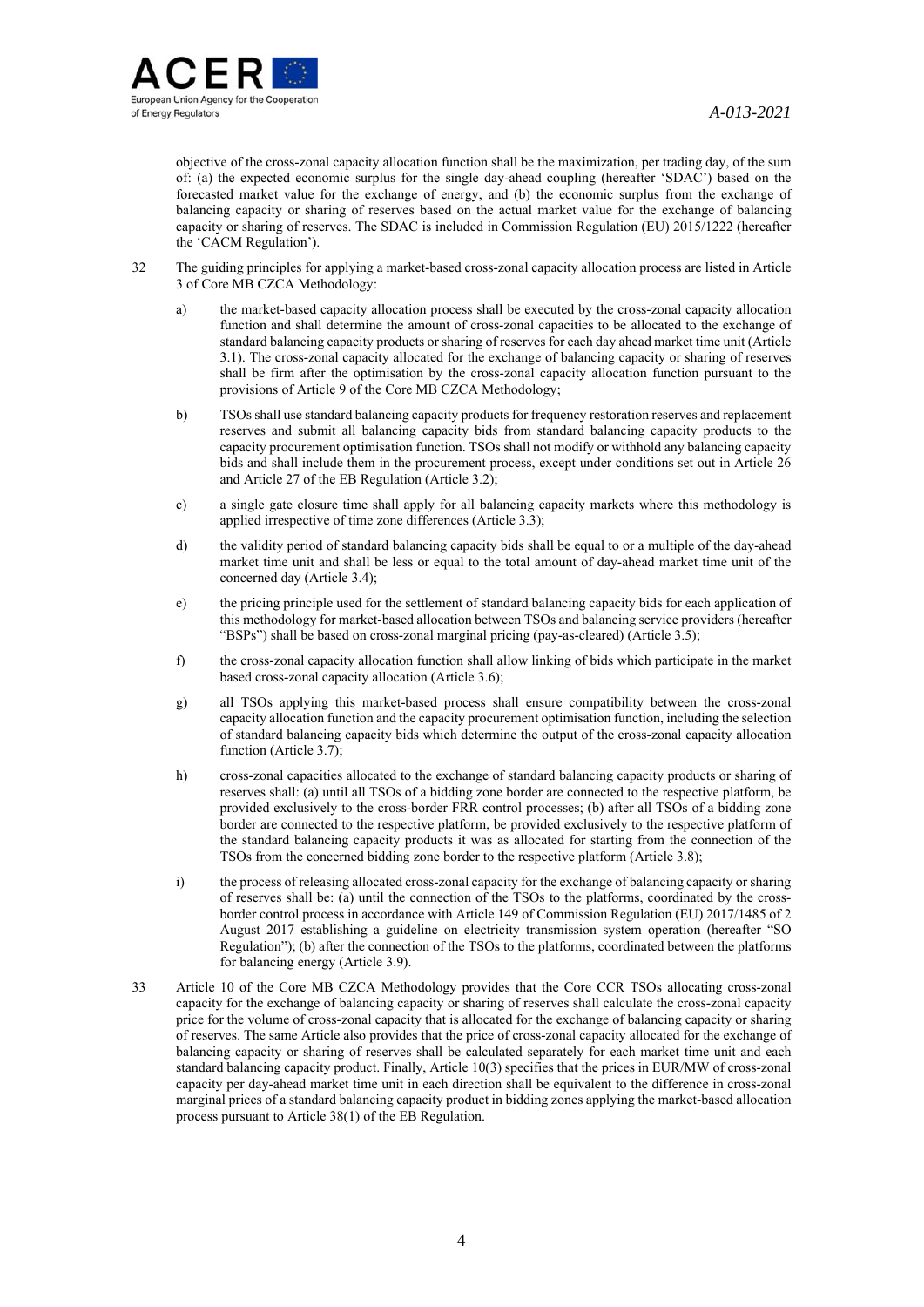objective of the cross-zonal capacity allocation function shall be the maximization, per trading day, of the sum of: (a) the expected economic surplus for the single day-ahead coupling (hereafter 'SDAC') based on the forecasted market value for the exchange of energy, and (b) the economic surplus from the exchange of balancing capacity or sharing of reserves based on the actual market value for the exchange of balancing capacity or sharing of reserves. The SDAC is included in Commission Regulation (EU) 2015/1222 (hereafter the 'CACM Regulation').

32 The guiding principles for applying a market-based cross-zonal capacity allocation process are listed in Article 3 of Core MB CZCA Methodology:

   a) the market-based capacity allocation process shall be executed by the cross-zonal capacity allocation function and shall determine the amount of cross-zonal capacities to be allocated to the exchange of standard balancing capacity products or sharing of reserves for each day ahead market time unit (Article 3.1). The cross-zonal capacity allocated for the exchange of balancing capacity or sharing of reserves shall be firm after the optimisation by the cross-zonal capacity allocation function pursuant to the provisions of Article 9 of the Core MB CZCA Methodology;

   b) TSOs shall use standard balancing capacity products for frequency restoration reserves and replacement reserves and submit all balancing capacity bids from standard balancing capacity products to the capacity procurement optimisation function. TSOs shall not modify or withhold any balancing capacity bids and shall include them in the procurement process, except under conditions set out in Article 26 and Article 27 of the EB Regulation (Article 3.2);

   c) a single gate closure time shall apply for all balancing capacity markets where this methodology is applied irrespective of time zone differences (Article 3.3);

   d) the validity period of standard balancing capacity bids shall be equal to or a multiple of the day-ahead market time unit and shall be less or equal to the total amount of day-ahead market time unit of the concerned day (Article 3.4);

   e) the pricing principle used for the settlement of standard balancing capacity bids for each application of this methodology for market-based allocation between TSOs and balancing service providers (hereafter "BSPs") shall be based on cross-zonal marginal pricing (pay-as-cleared) (Article 3.5);

   f) the cross-zonal capacity allocation function shall allow linking of bids which participate in the market based cross-zonal capacity allocation (Article 3.6);

   g) all TSOs applying this market-based process shall ensure compatibility between the cross-zonal capacity allocation function and the capacity procurement optimisation function, including the selection of standard balancing capacity bids which determine the output of the cross-zonal capacity allocation function (Article 3.7);

   h) cross-zonal capacities allocated to the exchange of standard balancing capacity products or sharing of reserves shall: (a) until all TSOs of a bidding zone border are connected to the respective platform, be provided exclusively to the cross-border FRR control processes; (b) after all TSOs of a bidding zone border are connected to the respective platform, be provided exclusively to the respective platform of the standard balancing capacity products it was as allocated for starting from the connection of the TSOs from the concerned bidding zone border to the respective platform (Article 3.8);

   i) the process of releasing allocated cross-zonal capacity for the exchange of balancing capacity or sharing of reserves shall be: (a) until the connection of the TSOs to the platforms, coordinated by the cross-border control process in accordance with Article 149 of Commission Regulation (EU) 2017/1485 of 2 August 2017 establishing a guideline on electricity transmission system operation (hereafter "SO Regulation"); (b) after the connection of the TSOs to the platforms, coordinated between the platforms for balancing energy (Article 3.9).

33 Article 10 of the Core MB CZCA Methodology provides that the Core CCR TSOs allocating cross-zonal capacity for the exchange of balancing capacity or sharing of reserves shall calculate the cross-zonal capacity price for the volume of cross-zonal capacity that is allocated for the exchange of balancing capacity or sharing of reserves. The same Article also provides that the price of cross-zonal capacity allocated for the exchange of balancing capacity or sharing of reserves shall be calculated separately for each market time unit and each standard balancing capacity product. Finally, Article 10(3) specifies that the prices in EUR/MW of cross-zonal capacity per day-ahead market time unit in each direction shall be equivalent to the difference in cross-zonal marginal prices of a standard balancing capacity product in bidding zones applying the market-based allocation process pursuant to Article 38(1) of the EB Regulation.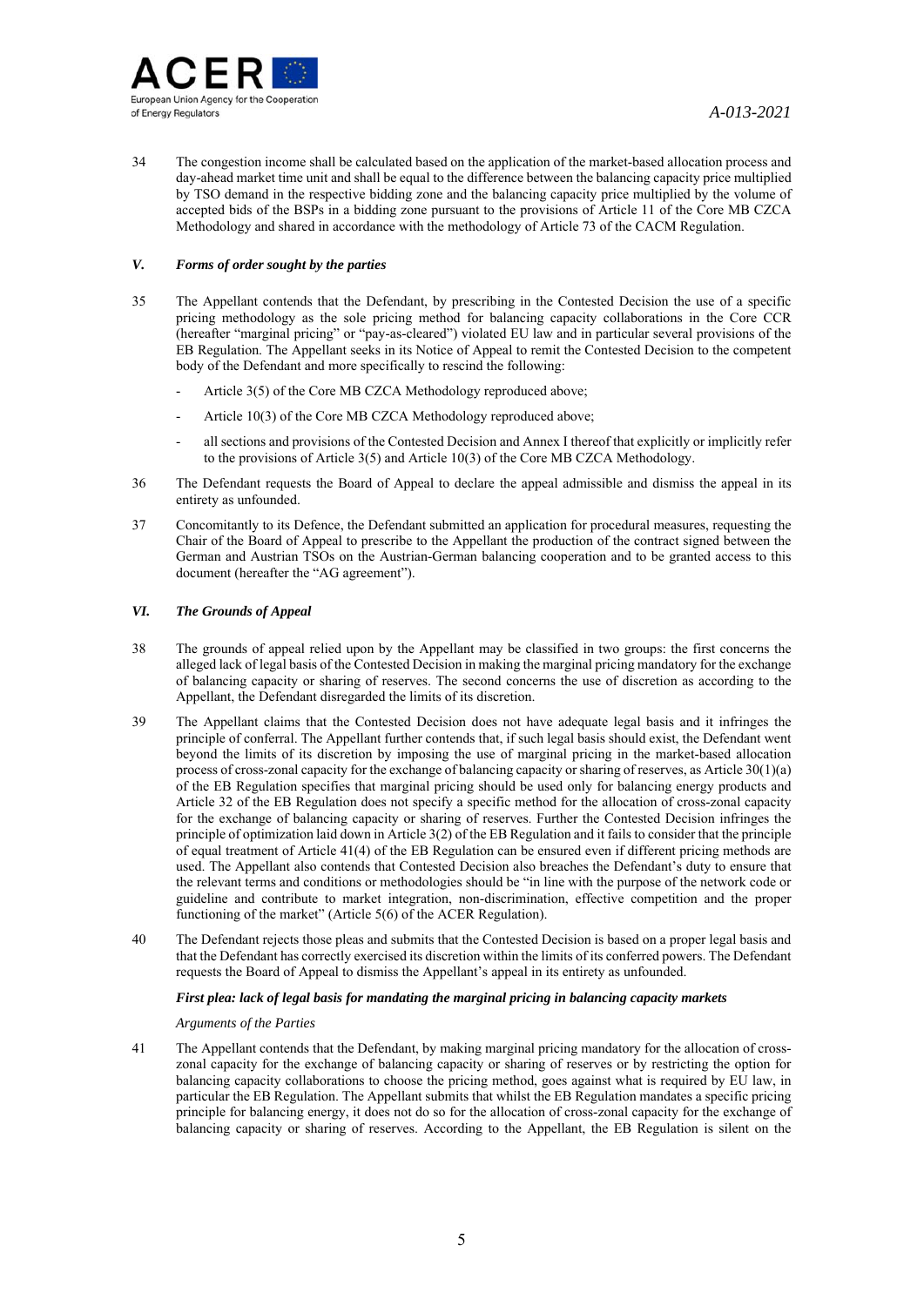34 The congestion income shall be calculated based on the application of the market-based allocation process and day-ahead market time unit and shall be equal to the difference between the balancing capacity price multiplied by TSO demand in the respective bidding zone and the balancing capacity price multiplied by the volume of accepted bids of the BSPs in a bidding zone pursuant to the provisions of Article 11 of the Core MB CZCA Methodology and shared in accordance with the methodology of Article 73 of the CACM Regulation.

### *V. Forms of order sought by the parties*

35 The Appellant contends that the Defendant, by prescribing in the Contested Decision the use of a specific pricing methodology as the sole pricing method for balancing capacity collaborations in the Core CCR (hereafter "marginal pricing" or "pay-as-cleared") violated EU law and in particular several provisions of the EB Regulation. The Appellant seeks in its Notice of Appeal to remit the Contested Decision to the competent body of the Defendant and more specifically to rescind the following:

- Article 3(5) of the Core MB CZCA Methodology reproduced above;
- Article 10(3) of the Core MB CZCA Methodology reproduced above;
- all sections and provisions of the Contested Decision and Annex I thereof that explicitly or implicitly refer to the provisions of Article 3(5) and Article 10(3) of the Core MB CZCA Methodology.

36 The Defendant requests the Board of Appeal to declare the appeal admissible and dismiss the appeal in its entirety as unfounded.

37 Concomitantly to its Defence, the Defendant submitted an application for procedural measures, requesting the Chair of the Board of Appeal to prescribe to the Appellant the production of the contract signed between the German and Austrian TSOs on the Austrian-German balancing cooperation and to be granted access to this document (hereafter the "AG agreement").

### *VI. The Grounds of Appeal*

38 The grounds of appeal relied upon by the Appellant may be classified in two groups: the first concerns the alleged lack of legal basis of the Contested Decision in making the marginal pricing mandatory for the exchange of balancing capacity or sharing of reserves. The second concerns the use of discretion as according to the Appellant, the Defendant disregarded the limits of its discretion.

39 The Appellant claims that the Contested Decision does not have adequate legal basis and it infringes the principle of conferral. The Appellant further contends that, if such legal basis should exist, the Defendant went beyond the limits of its discretion by imposing the use of marginal pricing in the market-based allocation process of cross-zonal capacity for the exchange of balancing capacity or sharing of reserves, as Article 30(1)(a) of the EB Regulation specifies that marginal pricing should be used only for balancing energy products and Article 32 of the EB Regulation does not specify a specific method for the allocation of cross-zonal capacity for the exchange of balancing capacity or sharing of reserves. Further the Contested Decision infringes the principle of optimization laid down in Article 3(2) of the EB Regulation and it fails to consider that the principle of equal treatment of Article 41(4) of the EB Regulation can be ensured even if different pricing methods are used. The Appellant also contends that Contested Decision also breaches the Defendant's duty to ensure that the relevant terms and conditions or methodologies should be "in line with the purpose of the network code or guideline and contribute to market integration, non-discrimination, effective competition and the proper functioning of the market" (Article 5(6) of the ACER Regulation).

40 The Defendant rejects those pleas and submits that the Contested Decision is based on a proper legal basis and that the Defendant has correctly exercised its discretion within the limits of its conferred powers. The Defendant requests the Board of Appeal to dismiss the Appellant's appeal in its entirety as unfounded.

#### ***First plea: lack of legal basis for mandating the marginal pricing in balancing capacity markets***

*Arguments of the Parties*

41 The Appellant contends that the Defendant, by making marginal pricing mandatory for the allocation of cross-zonal capacity for the exchange of balancing capacity or sharing of reserves or by restricting the option for balancing capacity collaborations to choose the pricing method, goes against what is required by EU law, in particular the EB Regulation. The Appellant submits that whilst the EB Regulation mandates a specific pricing principle for balancing energy, it does not do so for the allocation of cross-zonal capacity for the exchange of balancing capacity or sharing of reserves. According to the Appellant, the EB Regulation is silent on the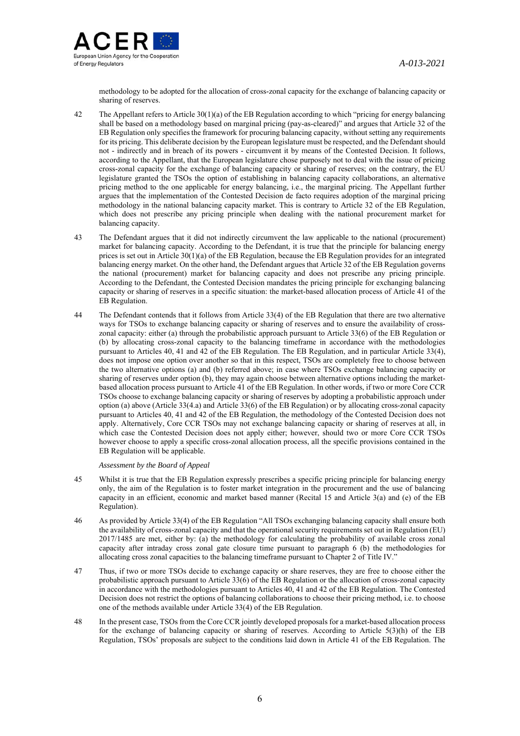methodology to be adopted for the allocation of cross-zonal capacity for the exchange of balancing capacity or sharing of reserves.

42 The Appellant refers to Article 30(1)(a) of the EB Regulation according to which "pricing for energy balancing shall be based on a methodology based on marginal pricing (pay-as-cleared)" and argues that Article 32 of the EB Regulation only specifies the framework for procuring balancing capacity, without setting any requirements for its pricing. This deliberate decision by the European legislature must be respected, and the Defendant should not - indirectly and in breach of its powers - circumvent it by means of the Contested Decision. It follows, according to the Appellant, that the European legislature chose purposely not to deal with the issue of pricing cross-zonal capacity for the exchange of balancing capacity or sharing of reserves; on the contrary, the EU legislature granted the TSOs the option of establishing in balancing capacity collaborations, an alternative pricing method to the one applicable for energy balancing, i.e., the marginal pricing. The Appellant further argues that the implementation of the Contested Decision de facto requires adoption of the marginal pricing methodology in the national balancing capacity market. This is contrary to Article 32 of the EB Regulation, which does not prescribe any pricing principle when dealing with the national procurement market for balancing capacity.

43 The Defendant argues that it did not indirectly circumvent the law applicable to the national (procurement) market for balancing capacity. According to the Defendant, it is true that the principle for balancing energy prices is set out in Article 30(1)(a) of the EB Regulation, because the EB Regulation provides for an integrated balancing energy market. On the other hand, the Defendant argues that Article 32 of the EB Regulation governs the national (procurement) market for balancing capacity and does not prescribe any pricing principle. According to the Defendant, the Contested Decision mandates the pricing principle for exchanging balancing capacity or sharing of reserves in a specific situation: the market-based allocation process of Article 41 of the EB Regulation.

44 The Defendant contends that it follows from Article 33(4) of the EB Regulation that there are two alternative ways for TSOs to exchange balancing capacity or sharing of reserves and to ensure the availability of cross-zonal capacity: either (a) through the probabilistic approach pursuant to Article 33(6) of the EB Regulation or (b) by allocating cross-zonal capacity to the balancing timeframe in accordance with the methodologies pursuant to Articles 40, 41 and 42 of the EB Regulation. The EB Regulation, and in particular Article 33(4), does not impose one option over another so that in this respect, TSOs are completely free to choose between the two alternative options (a) and (b) referred above; in case where TSOs exchange balancing capacity or sharing of reserves under option (b), they may again choose between alternative options including the market-based allocation process pursuant to Article 41 of the EB Regulation. In other words, if two or more Core CCR TSOs choose to exchange balancing capacity or sharing of reserves by adopting a probabilistic approach under option (a) above (Article 33(4.a) and Article 33(6) of the EB Regulation) or by allocating cross-zonal capacity pursuant to Articles 40, 41 and 42 of the EB Regulation, the methodology of the Contested Decision does not apply. Alternatively, Core CCR TSOs may not exchange balancing capacity or sharing of reserves at all, in which case the Contested Decision does not apply either; however, should two or more Core CCR TSOs however choose to apply a specific cross-zonal allocation process, all the specific provisions contained in the EB Regulation will be applicable.

*Assessment by the Board of Appeal*

45 Whilst it is true that the EB Regulation expressly prescribes a specific pricing principle for balancing energy only, the aim of the Regulation is to foster market integration in the procurement and the use of balancing capacity in an efficient, economic and market based manner (Recital 15 and Article 3(a) and (e) of the EB Regulation).

46 As provided by Article 33(4) of the EB Regulation "All TSOs exchanging balancing capacity shall ensure both the availability of cross-zonal capacity and that the operational security requirements set out in Regulation (EU) 2017/1485 are met, either by: (a) the methodology for calculating the probability of available cross zonal capacity after intraday cross zonal gate closure time pursuant to paragraph 6 (b) the methodologies for allocating cross zonal capacities to the balancing timeframe pursuant to Chapter 2 of Title IV."

47 Thus, if two or more TSOs decide to exchange capacity or share reserves, they are free to choose either the probabilistic approach pursuant to Article 33(6) of the EB Regulation or the allocation of cross-zonal capacity in accordance with the methodologies pursuant to Articles 40, 41 and 42 of the EB Regulation. The Contested Decision does not restrict the options of balancing collaborations to choose their pricing method, i.e. to choose one of the methods available under Article 33(4) of the EB Regulation.

48 In the present case, TSOs from the Core CCR jointly developed proposals for a market-based allocation process for the exchange of balancing capacity or sharing of reserves. According to Article 5(3)(h) of the EB Regulation, TSOs' proposals are subject to the conditions laid down in Article 41 of the EB Regulation. The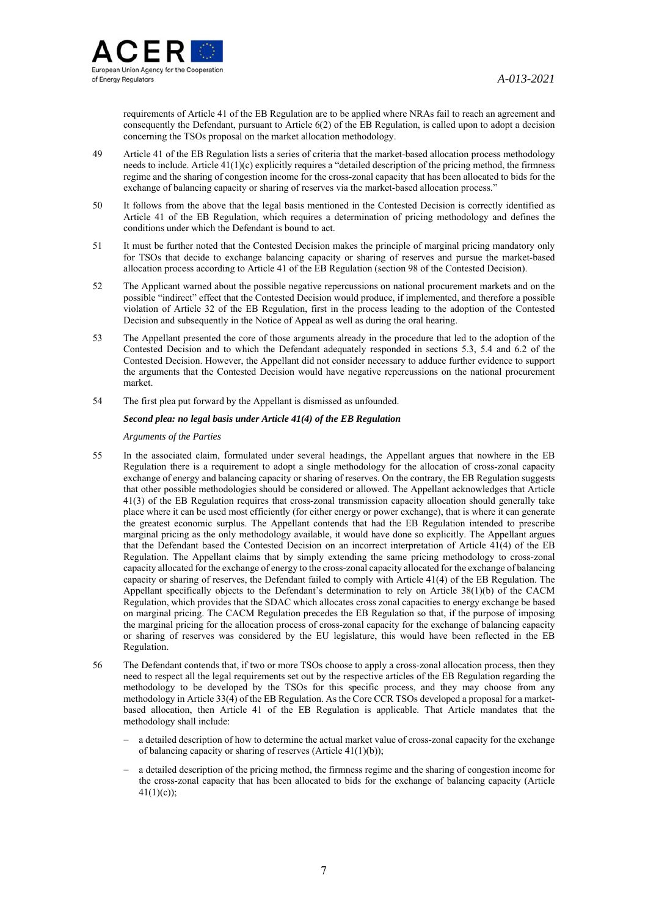requirements of Article 41 of the EB Regulation are to be applied where NRAs fail to reach an agreement and consequently the Defendant, pursuant to Article 6(2) of the EB Regulation, is called upon to adopt a decision concerning the TSOs proposal on the market allocation methodology.

49 Article 41 of the EB Regulation lists a series of criteria that the market-based allocation process methodology needs to include. Article 41(1)(c) explicitly requires a "detailed description of the pricing method, the firmness regime and the sharing of congestion income for the cross-zonal capacity that has been allocated to bids for the exchange of balancing capacity or sharing of reserves via the market-based allocation process."

50 It follows from the above that the legal basis mentioned in the Contested Decision is correctly identified as Article 41 of the EB Regulation, which requires a determination of pricing methodology and defines the conditions under which the Defendant is bound to act.

51 It must be further noted that the Contested Decision makes the principle of marginal pricing mandatory only for TSOs that decide to exchange balancing capacity or sharing of reserves and pursue the market-based allocation process according to Article 41 of the EB Regulation (section 98 of the Contested Decision).

52 The Applicant warned about the possible negative repercussions on national procurement markets and on the possible "indirect" effect that the Contested Decision would produce, if implemented, and therefore a possible violation of Article 32 of the EB Regulation, first in the process leading to the adoption of the Contested Decision and subsequently in the Notice of Appeal as well as during the oral hearing.

53 The Appellant presented the core of those arguments already in the procedure that led to the adoption of the Contested Decision and to which the Defendant adequately responded in sections 5.3, 5.4 and 6.2 of the Contested Decision. However, the Appellant did not consider necessary to adduce further evidence to support the arguments that the Contested Decision would have negative repercussions on the national procurement market.

54 The first plea put forward by the Appellant is dismissed as unfounded.

***Second plea: no legal basis under Article 41(4) of the EB Regulation***

*Arguments of the Parties*

55 In the associated claim, formulated under several headings, the Appellant argues that nowhere in the EB Regulation there is a requirement to adopt a single methodology for the allocation of cross-zonal capacity exchange of energy and balancing capacity or sharing of reserves. On the contrary, the EB Regulation suggests that other possible methodologies should be considered or allowed. The Appellant acknowledges that Article 41(3) of the EB Regulation requires that cross-zonal transmission capacity allocation should generally take place where it can be used most efficiently (for either energy or power exchange), that is where it can generate the greatest economic surplus. The Appellant contends that had the EB Regulation intended to prescribe marginal pricing as the only methodology available, it would have done so explicitly. The Appellant argues that the Defendant based the Contested Decision on an incorrect interpretation of Article 41(4) of the EB Regulation. The Appellant claims that by simply extending the same pricing methodology to cross-zonal capacity allocated for the exchange of energy to the cross-zonal capacity allocated for the exchange of balancing capacity or sharing of reserves, the Defendant failed to comply with Article 41(4) of the EB Regulation. The Appellant specifically objects to the Defendant's determination to rely on Article 38(1)(b) of the CACM Regulation, which provides that the SDAC which allocates cross zonal capacities to energy exchange be based on marginal pricing. The CACM Regulation precedes the EB Regulation so that, if the purpose of imposing the marginal pricing for the allocation process of cross-zonal capacity for the exchange of balancing capacity or sharing of reserves was considered by the EU legislature, this would have been reflected in the EB Regulation.

56 The Defendant contends that, if two or more TSOs choose to apply a cross-zonal allocation process, then they need to respect all the legal requirements set out by the respective articles of the EB Regulation regarding the methodology to be developed by the TSOs for this specific process, and they may choose from any methodology in Article 33(4) of the EB Regulation. As the Core CCR TSOs developed a proposal for a market-based allocation, then Article 41 of the EB Regulation is applicable. That Article mandates that the methodology shall include:

- a detailed description of how to determine the actual market value of cross-zonal capacity for the exchange of balancing capacity or sharing of reserves (Article 41(1)(b));
- a detailed description of the pricing method, the firmness regime and the sharing of congestion income for the cross-zonal capacity that has been allocated to bids for the exchange of balancing capacity (Article 41(1)(c));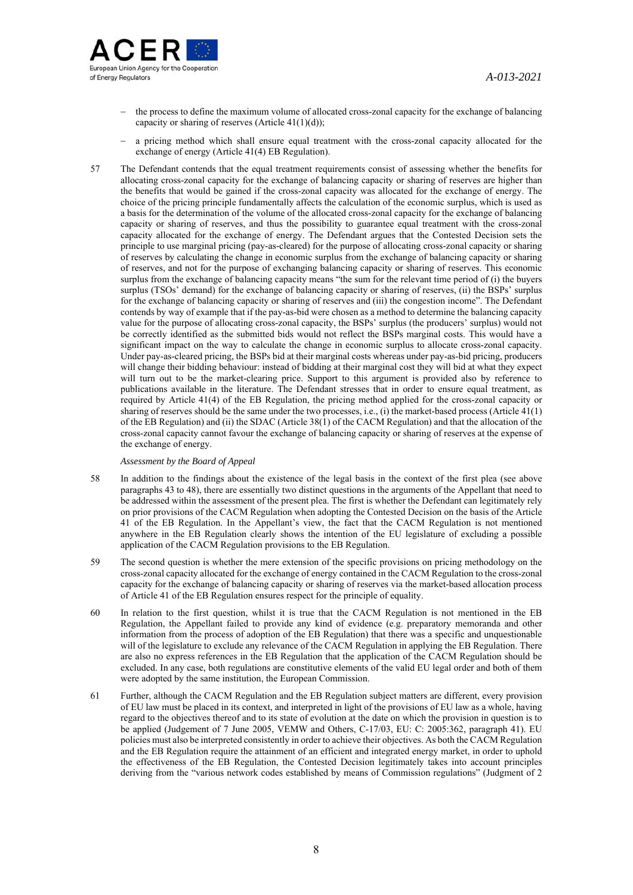- the process to define the maximum volume of allocated cross-zonal capacity for the exchange of balancing capacity or sharing of reserves (Article 41(1)(d));
- a pricing method which shall ensure equal treatment with the cross-zonal capacity allocated for the exchange of energy (Article 41(4) EB Regulation).

57 The Defendant contends that the equal treatment requirements consist of assessing whether the benefits for allocating cross-zonal capacity for the exchange of balancing capacity or sharing of reserves are higher than the benefits that would be gained if the cross-zonal capacity was allocated for the exchange of energy. The choice of the pricing principle fundamentally affects the calculation of the economic surplus, which is used as a basis for the determination of the volume of the allocated cross-zonal capacity for the exchange of balancing capacity or sharing of reserves, and thus the possibility to guarantee equal treatment with the cross-zonal capacity allocated for the exchange of energy. The Defendant argues that the Contested Decision sets the principle to use marginal pricing (pay-as-cleared) for the purpose of allocating cross-zonal capacity or sharing of reserves by calculating the change in economic surplus from the exchange of balancing capacity or sharing of reserves, and not for the purpose of exchanging balancing capacity or sharing of reserves. This economic surplus from the exchange of balancing capacity means "the sum for the relevant time period of (i) the buyers surplus (TSOs' demand) for the exchange of balancing capacity or sharing of reserves, (ii) the BSPs' surplus for the exchange of balancing capacity or sharing of reserves and (iii) the congestion income". The Defendant contends by way of example that if the pay-as-bid were chosen as a method to determine the balancing capacity value for the purpose of allocating cross-zonal capacity, the BSPs' surplus (the producers' surplus) would not be correctly identified as the submitted bids would not reflect the BSPs marginal costs. This would have a significant impact on the way to calculate the change in economic surplus to allocate cross-zonal capacity. Under pay-as-cleared pricing, the BSPs bid at their marginal costs whereas under pay-as-bid pricing, producers will change their bidding behaviour: instead of bidding at their marginal cost they will bid at what they expect will turn out to be the market-clearing price. Support to this argument is provided also by reference to publications available in the literature. The Defendant stresses that in order to ensure equal treatment, as required by Article 41(4) of the EB Regulation, the pricing method applied for the cross-zonal capacity or sharing of reserves should be the same under the two processes, i.e., (i) the market-based process (Article 41(1) of the EB Regulation) and (ii) the SDAC (Article 38(1) of the CACM Regulation) and that the allocation of the cross-zonal capacity cannot favour the exchange of balancing capacity or sharing of reserves at the expense of the exchange of energy.

*Assessment by the Board of Appeal*

58 In addition to the findings about the existence of the legal basis in the context of the first plea (see above paragraphs 43 to 48), there are essentially two distinct questions in the arguments of the Appellant that need to be addressed within the assessment of the present plea. The first is whether the Defendant can legitimately rely on prior provisions of the CACM Regulation when adopting the Contested Decision on the basis of the Article 41 of the EB Regulation. In the Appellant's view, the fact that the CACM Regulation is not mentioned anywhere in the EB Regulation clearly shows the intention of the EU legislature of excluding a possible application of the CACM Regulation provisions to the EB Regulation.

59 The second question is whether the mere extension of the specific provisions on pricing methodology on the cross-zonal capacity allocated for the exchange of energy contained in the CACM Regulation to the cross-zonal capacity for the exchange of balancing capacity or sharing of reserves via the market-based allocation process of Article 41 of the EB Regulation ensures respect for the principle of equality.

60 In relation to the first question, whilst it is true that the CACM Regulation is not mentioned in the EB Regulation, the Appellant failed to provide any kind of evidence (e.g. preparatory memoranda and other information from the process of adoption of the EB Regulation) that there was a specific and unquestionable will of the legislature to exclude any relevance of the CACM Regulation in applying the EB Regulation. There are also no express references in the EB Regulation that the application of the CACM Regulation should be excluded. In any case, both regulations are constitutive elements of the valid EU legal order and both of them were adopted by the same institution, the European Commission.

61 Further, although the CACM Regulation and the EB Regulation subject matters are different, every provision of EU law must be placed in its context, and interpreted in light of the provisions of EU law as a whole, having regard to the objectives thereof and to its state of evolution at the date on which the provision in question is to be applied (Judgement of 7 June 2005, VEMW and Others, C-17/03, EU: C: 2005:362, paragraph 41). EU policies must also be interpreted consistently in order to achieve their objectives. As both the CACM Regulation and the EB Regulation require the attainment of an efficient and integrated energy market, in order to uphold the effectiveness of the EB Regulation, the Contested Decision legitimately takes into account principles deriving from the "various network codes established by means of Commission regulations" (Judgment of 2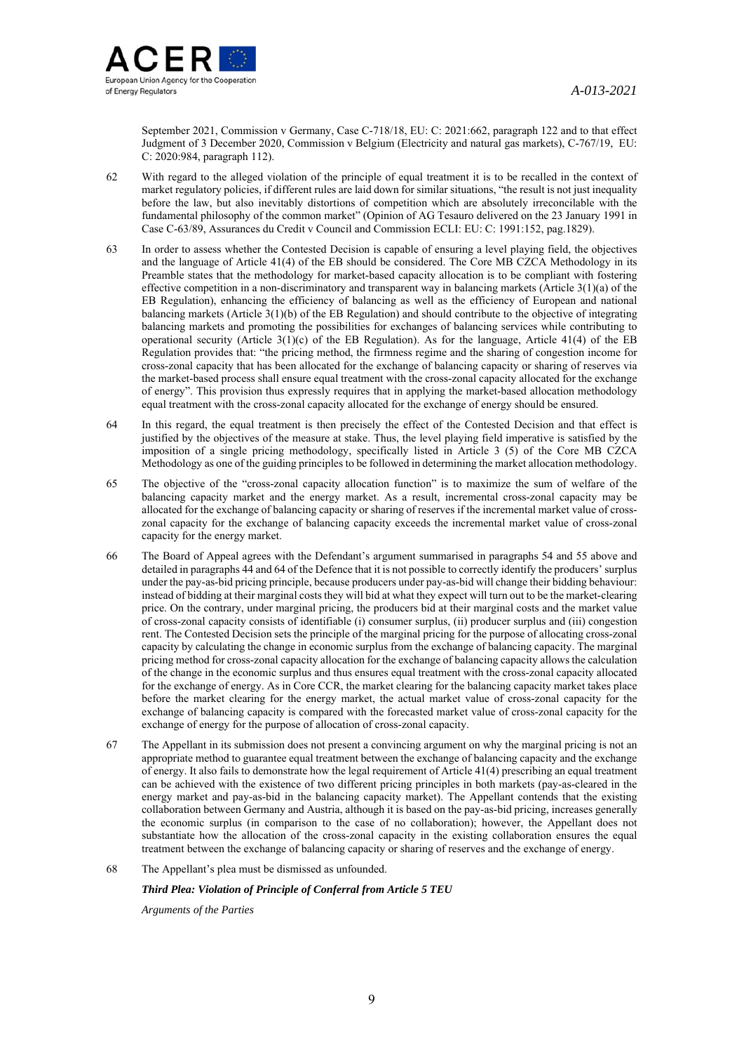September 2021, Commission v Germany, Case C-718/18, EU: C: 2021:662, paragraph 122 and to that effect Judgment of 3 December 2020, Commission v Belgium (Electricity and natural gas markets), C-767/19, EU: C: 2020:984, paragraph 112).

62 With regard to the alleged violation of the principle of equal treatment it is to be recalled in the context of market regulatory policies, if different rules are laid down for similar situations, "the result is not just inequality before the law, but also inevitably distortions of competition which are absolutely irreconcilable with the fundamental philosophy of the common market" (Opinion of AG Tesauro delivered on the 23 January 1991 in Case C-63/89, Assurances du Credit v Council and Commission ECLI: EU: C: 1991:152, pag.1829).

63 In order to assess whether the Contested Decision is capable of ensuring a level playing field, the objectives and the language of Article 41(4) of the EB should be considered. The Core MB CZCA Methodology in its Preamble states that the methodology for market-based capacity allocation is to be compliant with fostering effective competition in a non-discriminatory and transparent way in balancing markets (Article 3(1)(a) of the EB Regulation), enhancing the efficiency of balancing as well as the efficiency of European and national balancing markets (Article 3(1)(b) of the EB Regulation) and should contribute to the objective of integrating balancing markets and promoting the possibilities for exchanges of balancing services while contributing to operational security (Article 3(1)(c) of the EB Regulation). As for the language, Article 41(4) of the EB Regulation provides that: "the pricing method, the firmness regime and the sharing of congestion income for cross-zonal capacity that has been allocated for the exchange of balancing capacity or sharing of reserves via the market-based process shall ensure equal treatment with the cross-zonal capacity allocated for the exchange of energy". This provision thus expressly requires that in applying the market-based allocation methodology equal treatment with the cross-zonal capacity allocated for the exchange of energy should be ensured.

64 In this regard, the equal treatment is then precisely the effect of the Contested Decision and that effect is justified by the objectives of the measure at stake. Thus, the level playing field imperative is satisfied by the imposition of a single pricing methodology, specifically listed in Article 3 (5) of the Core MB CZCA Methodology as one of the guiding principles to be followed in determining the market allocation methodology.

65 The objective of the "cross-zonal capacity allocation function" is to maximize the sum of welfare of the balancing capacity market and the energy market. As a result, incremental cross-zonal capacity may be allocated for the exchange of balancing capacity or sharing of reserves if the incremental market value of cross-zonal capacity for the exchange of balancing capacity exceeds the incremental market value of cross-zonal capacity for the energy market.

66 The Board of Appeal agrees with the Defendant's argument summarised in paragraphs 54 and 55 above and detailed in paragraphs 44 and 64 of the Defence that it is not possible to correctly identify the producers' surplus under the pay-as-bid pricing principle, because producers under pay-as-bid will change their bidding behaviour: instead of bidding at their marginal costs they will bid at what they expect will turn out to be the market-clearing price. On the contrary, under marginal pricing, the producers bid at their marginal costs and the market value of cross-zonal capacity consists of identifiable (i) consumer surplus, (ii) producer surplus and (iii) congestion rent. The Contested Decision sets the principle of the marginal pricing for the purpose of allocating cross-zonal capacity by calculating the change in economic surplus from the exchange of balancing capacity. The marginal pricing method for cross-zonal capacity allocation for the exchange of balancing capacity allows the calculation of the change in the economic surplus and thus ensures equal treatment with the cross-zonal capacity allocated for the exchange of energy. As in Core CCR, the market clearing for the balancing capacity market takes place before the market clearing for the energy market, the actual market value of cross-zonal capacity for the exchange of balancing capacity is compared with the forecasted market value of cross-zonal capacity for the exchange of energy for the purpose of allocation of cross-zonal capacity.

67 The Appellant in its submission does not present a convincing argument on why the marginal pricing is not an appropriate method to guarantee equal treatment between the exchange of balancing capacity and the exchange of energy. It also fails to demonstrate how the legal requirement of Article 41(4) prescribing an equal treatment can be achieved with the existence of two different pricing principles in both markets (pay-as-cleared in the energy market and pay-as-bid in the balancing capacity market). The Appellant contends that the existing collaboration between Germany and Austria, although it is based on the pay-as-bid pricing, increases generally the economic surplus (in comparison to the case of no collaboration); however, the Appellant does not substantiate how the allocation of the cross-zonal capacity in the existing collaboration ensures the equal treatment between the exchange of balancing capacity or sharing of reserves and the exchange of energy.

68 The Appellant's plea must be dismissed as unfounded.

***Third Plea: Violation of Principle of Conferral from Article 5 TEU***

*Arguments of the Parties*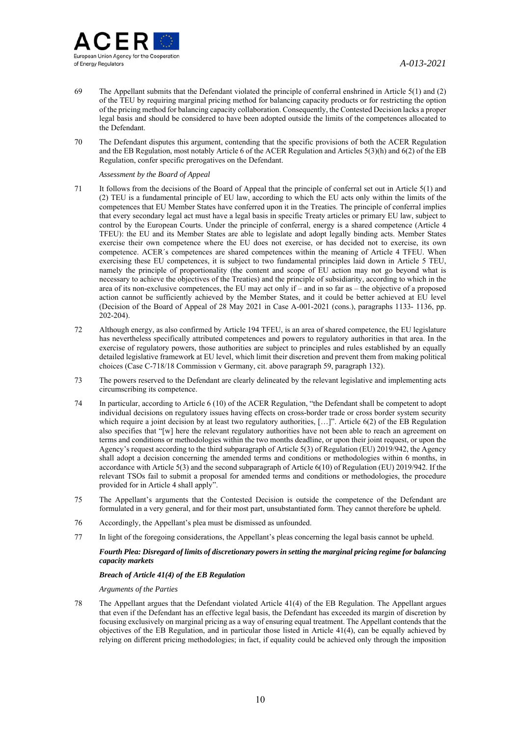69 The Appellant submits that the Defendant violated the principle of conferral enshrined in Article 5(1) and (2) of the TEU by requiring marginal pricing method for balancing capacity products or for restricting the option of the pricing method for balancing capacity collaboration. Consequently, the Contested Decision lacks a proper legal basis and should be considered to have been adopted outside the limits of the competences allocated to the Defendant.

70 The Defendant disputes this argument, contending that the specific provisions of both the ACER Regulation and the EB Regulation, most notably Article 6 of the ACER Regulation and Articles 5(3)(h) and 6(2) of the EB Regulation, confer specific prerogatives on the Defendant.

*Assessment by the Board of Appeal*

71 It follows from the decisions of the Board of Appeal that the principle of conferral set out in Article 5(1) and (2) TEU is a fundamental principle of EU law, according to which the EU acts only within the limits of the competences that EU Member States have conferred upon it in the Treaties. The principle of conferral implies that every secondary legal act must have a legal basis in specific Treaty articles or primary EU law, subject to control by the European Courts. Under the principle of conferral, energy is a shared competence (Article 4 TFEU): the EU and its Member States are able to legislate and adopt legally binding acts. Member States exercise their own competence where the EU does not exercise, or has decided not to exercise, its own competence. ACER´s competences are shared competences within the meaning of Article 4 TFEU. When exercising these EU competences, it is subject to two fundamental principles laid down in Article 5 TEU, namely the principle of proportionality (the content and scope of EU action may not go beyond what is necessary to achieve the objectives of the Treaties) and the principle of subsidiarity, according to which in the area of its non-exclusive competences, the EU may act only if – and in so far as – the objective of a proposed action cannot be sufficiently achieved by the Member States, and it could be better achieved at EU level (Decision of the Board of Appeal of 28 May 2021 in Case A-001-2021 (cons.), paragraphs 1133- 1136, pp. 202-204).

72 Although energy, as also confirmed by Article 194 TFEU, is an area of shared competence, the EU legislature has nevertheless specifically attributed competences and powers to regulatory authorities in that area. In the exercise of regulatory powers, those authorities are subject to principles and rules established by an equally detailed legislative framework at EU level, which limit their discretion and prevent them from making political choices (Case C-718/18 Commission v Germany, cit. above paragraph 59, paragraph 132).

73 The powers reserved to the Defendant are clearly delineated by the relevant legislative and implementing acts circumscribing its competence.

74 In particular, according to Article 6 (10) of the ACER Regulation, "the Defendant shall be competent to adopt individual decisions on regulatory issues having effects on cross-border trade or cross border system security which require a joint decision by at least two regulatory authorities, […]". Article 6(2) of the EB Regulation also specifies that "[w] here the relevant regulatory authorities have not been able to reach an agreement on terms and conditions or methodologies within the two months deadline, or upon their joint request, or upon the Agency's request according to the third subparagraph of Article 5(3) of Regulation (EU) 2019/942, the Agency shall adopt a decision concerning the amended terms and conditions or methodologies within 6 months, in accordance with Article 5(3) and the second subparagraph of Article 6(10) of Regulation (EU) 2019/942. If the relevant TSOs fail to submit a proposal for amended terms and conditions or methodologies, the procedure provided for in Article 4 shall apply".

75 The Appellant's arguments that the Contested Decision is outside the competence of the Defendant are formulated in a very general, and for their most part, unsubstantiated form. They cannot therefore be upheld.

76 Accordingly, the Appellant's plea must be dismissed as unfounded.

77 In light of the foregoing considerations, the Appellant's pleas concerning the legal basis cannot be upheld.

***Fourth Plea: Disregard of limits of discretionary powers in setting the marginal pricing regime for balancing capacity markets***

***Breach of Article 41(4) of the EB Regulation***

*Arguments of the Parties*

78 The Appellant argues that the Defendant violated Article 41(4) of the EB Regulation. The Appellant argues that even if the Defendant has an effective legal basis, the Defendant has exceeded its margin of discretion by focusing exclusively on marginal pricing as a way of ensuring equal treatment. The Appellant contends that the objectives of the EB Regulation, and in particular those listed in Article 41(4), can be equally achieved by relying on different pricing methodologies; in fact, if equality could be achieved only through the imposition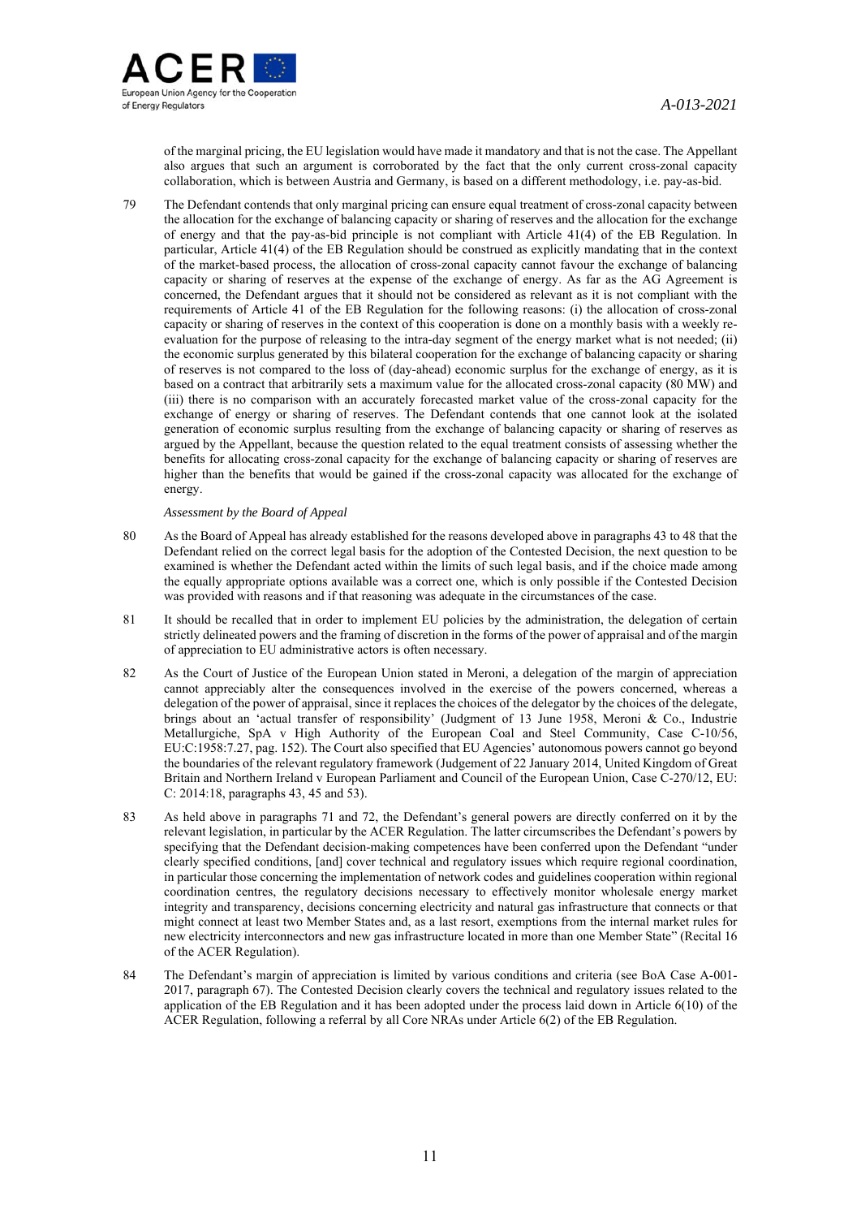of the marginal pricing, the EU legislation would have made it mandatory and that is not the case. The Appellant also argues that such an argument is corroborated by the fact that the only current cross-zonal capacity collaboration, which is between Austria and Germany, is based on a different methodology, i.e. pay-as-bid.

79 The Defendant contends that only marginal pricing can ensure equal treatment of cross-zonal capacity between the allocation for the exchange of balancing capacity or sharing of reserves and the allocation for the exchange of energy and that the pay-as-bid principle is not compliant with Article 41(4) of the EB Regulation. In particular, Article 41(4) of the EB Regulation should be construed as explicitly mandating that in the context of the market-based process, the allocation of cross-zonal capacity cannot favour the exchange of balancing capacity or sharing of reserves at the expense of the exchange of energy. As far as the AG Agreement is concerned, the Defendant argues that it should not be considered as relevant as it is not compliant with the requirements of Article 41 of the EB Regulation for the following reasons: (i) the allocation of cross-zonal capacity or sharing of reserves in the context of this cooperation is done on a monthly basis with a weekly re-evaluation for the purpose of releasing to the intra-day segment of the energy market what is not needed; (ii) the economic surplus generated by this bilateral cooperation for the exchange of balancing capacity or sharing of reserves is not compared to the loss of (day-ahead) economic surplus for the exchange of energy, as it is based on a contract that arbitrarily sets a maximum value for the allocated cross-zonal capacity (80 MW) and (iii) there is no comparison with an accurately forecasted market value of the cross-zonal capacity for the exchange of energy or sharing of reserves. The Defendant contends that one cannot look at the isolated generation of economic surplus resulting from the exchange of balancing capacity or sharing of reserves as argued by the Appellant, because the question related to the equal treatment consists of assessing whether the benefits for allocating cross-zonal capacity for the exchange of balancing capacity or sharing of reserves are higher than the benefits that would be gained if the cross-zonal capacity was allocated for the exchange of energy.

*Assessment by the Board of Appeal*

80 As the Board of Appeal has already established for the reasons developed above in paragraphs 43 to 48 that the Defendant relied on the correct legal basis for the adoption of the Contested Decision, the next question to be examined is whether the Defendant acted within the limits of such legal basis, and if the choice made among the equally appropriate options available was a correct one, which is only possible if the Contested Decision was provided with reasons and if that reasoning was adequate in the circumstances of the case.

81 It should be recalled that in order to implement EU policies by the administration, the delegation of certain strictly delineated powers and the framing of discretion in the forms of the power of appraisal and of the margin of appreciation to EU administrative actors is often necessary.

82 As the Court of Justice of the European Union stated in Meroni, a delegation of the margin of appreciation cannot appreciably alter the consequences involved in the exercise of the powers concerned, whereas a delegation of the power of appraisal, since it replaces the choices of the delegator by the choices of the delegate, brings about an 'actual transfer of responsibility' (Judgment of 13 June 1958, Meroni & Co., Industrie Metallurgiche, SpA v High Authority of the European Coal and Steel Community, Case C-10/56, EU:C:1958:7.27, pag. 152). The Court also specified that EU Agencies' autonomous powers cannot go beyond the boundaries of the relevant regulatory framework (Judgement of 22 January 2014, United Kingdom of Great Britain and Northern Ireland v European Parliament and Council of the European Union, Case C-270/12, EU: C: 2014:18, paragraphs 43, 45 and 53).

83 As held above in paragraphs 71 and 72, the Defendant's general powers are directly conferred on it by the relevant legislation, in particular by the ACER Regulation. The latter circumscribes the Defendant's powers by specifying that the Defendant decision-making competences have been conferred upon the Defendant "under clearly specified conditions, [and] cover technical and regulatory issues which require regional coordination, in particular those concerning the implementation of network codes and guidelines cooperation within regional coordination centres, the regulatory decisions necessary to effectively monitor wholesale energy market integrity and transparency, decisions concerning electricity and natural gas infrastructure that connects or that might connect at least two Member States and, as a last resort, exemptions from the internal market rules for new electricity interconnectors and new gas infrastructure located in more than one Member State" (Recital 16 of the ACER Regulation).

84 The Defendant's margin of appreciation is limited by various conditions and criteria (see BoA Case A-001-2017, paragraph 67). The Contested Decision clearly covers the technical and regulatory issues related to the application of the EB Regulation and it has been adopted under the process laid down in Article 6(10) of the ACER Regulation, following a referral by all Core NRAs under Article 6(2) of the EB Regulation.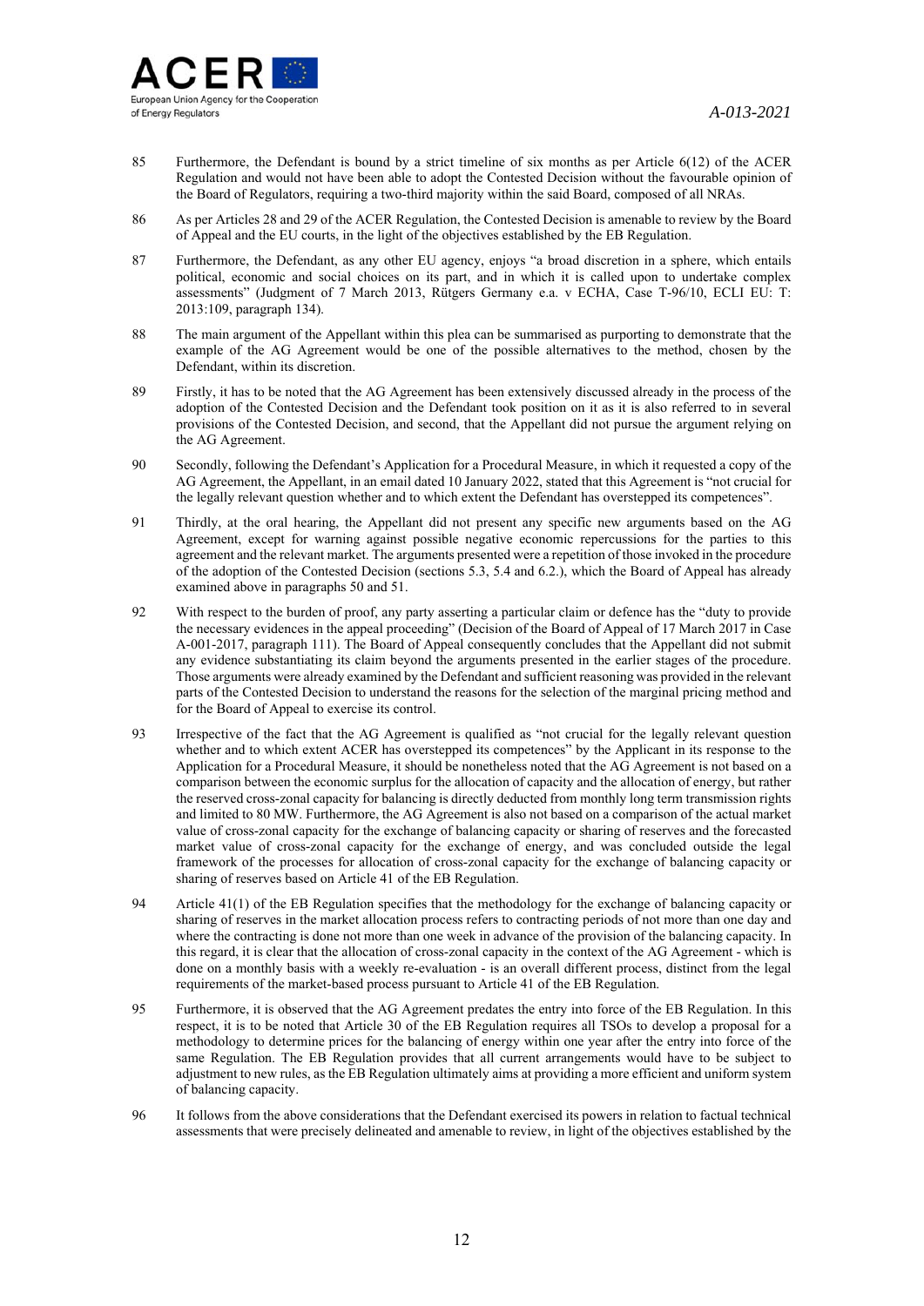85 Furthermore, the Defendant is bound by a strict timeline of six months as per Article 6(12) of the ACER Regulation and would not have been able to adopt the Contested Decision without the favourable opinion of the Board of Regulators, requiring a two-third majority within the said Board, composed of all NRAs.

86 As per Articles 28 and 29 of the ACER Regulation, the Contested Decision is amenable to review by the Board of Appeal and the EU courts, in the light of the objectives established by the EB Regulation.

87 Furthermore, the Defendant, as any other EU agency, enjoys "a broad discretion in a sphere, which entails political, economic and social choices on its part, and in which it is called upon to undertake complex assessments" (Judgment of 7 March 2013, Rütgers Germany e.a. v ECHA, Case T-96/10, ECLI EU: T: 2013:109, paragraph 134).

88 The main argument of the Appellant within this plea can be summarised as purporting to demonstrate that the example of the AG Agreement would be one of the possible alternatives to the method, chosen by the Defendant, within its discretion.

89 Firstly, it has to be noted that the AG Agreement has been extensively discussed already in the process of the adoption of the Contested Decision and the Defendant took position on it as it is also referred to in several provisions of the Contested Decision, and second, that the Appellant did not pursue the argument relying on the AG Agreement.

90 Secondly, following the Defendant's Application for a Procedural Measure, in which it requested a copy of the AG Agreement, the Appellant, in an email dated 10 January 2022, stated that this Agreement is "not crucial for the legally relevant question whether and to which extent the Defendant has overstepped its competences".

91 Thirdly, at the oral hearing, the Appellant did not present any specific new arguments based on the AG Agreement, except for warning against possible negative economic repercussions for the parties to this agreement and the relevant market. The arguments presented were a repetition of those invoked in the procedure of the adoption of the Contested Decision (sections 5.3, 5.4 and 6.2.), which the Board of Appeal has already examined above in paragraphs 50 and 51.

92 With respect to the burden of proof, any party asserting a particular claim or defence has the "duty to provide the necessary evidences in the appeal proceeding" (Decision of the Board of Appeal of 17 March 2017 in Case A-001-2017, paragraph 111). The Board of Appeal consequently concludes that the Appellant did not submit any evidence substantiating its claim beyond the arguments presented in the earlier stages of the procedure. Those arguments were already examined by the Defendant and sufficient reasoning was provided in the relevant parts of the Contested Decision to understand the reasons for the selection of the marginal pricing method and for the Board of Appeal to exercise its control.

93 Irrespective of the fact that the AG Agreement is qualified as "not crucial for the legally relevant question whether and to which extent ACER has overstepped its competences" by the Applicant in its response to the Application for a Procedural Measure, it should be nonetheless noted that the AG Agreement is not based on a comparison between the economic surplus for the allocation of capacity and the allocation of energy, but rather the reserved cross-zonal capacity for balancing is directly deducted from monthly long term transmission rights and limited to 80 MW. Furthermore, the AG Agreement is also not based on a comparison of the actual market value of cross-zonal capacity for the exchange of balancing capacity or sharing of reserves and the forecasted market value of cross-zonal capacity for the exchange of energy, and was concluded outside the legal framework of the processes for allocation of cross-zonal capacity for the exchange of balancing capacity or sharing of reserves based on Article 41 of the EB Regulation.

94 Article 41(1) of the EB Regulation specifies that the methodology for the exchange of balancing capacity or sharing of reserves in the market allocation process refers to contracting periods of not more than one day and where the contracting is done not more than one week in advance of the provision of the balancing capacity. In this regard, it is clear that the allocation of cross-zonal capacity in the context of the AG Agreement - which is done on a monthly basis with a weekly re-evaluation - is an overall different process, distinct from the legal requirements of the market-based process pursuant to Article 41 of the EB Regulation.

95 Furthermore, it is observed that the AG Agreement predates the entry into force of the EB Regulation. In this respect, it is to be noted that Article 30 of the EB Regulation requires all TSOs to develop a proposal for a methodology to determine prices for the balancing of energy within one year after the entry into force of the same Regulation. The EB Regulation provides that all current arrangements would have to be subject to adjustment to new rules, as the EB Regulation ultimately aims at providing a more efficient and uniform system of balancing capacity.

96 It follows from the above considerations that the Defendant exercised its powers in relation to factual technical assessments that were precisely delineated and amenable to review, in light of the objectives established by the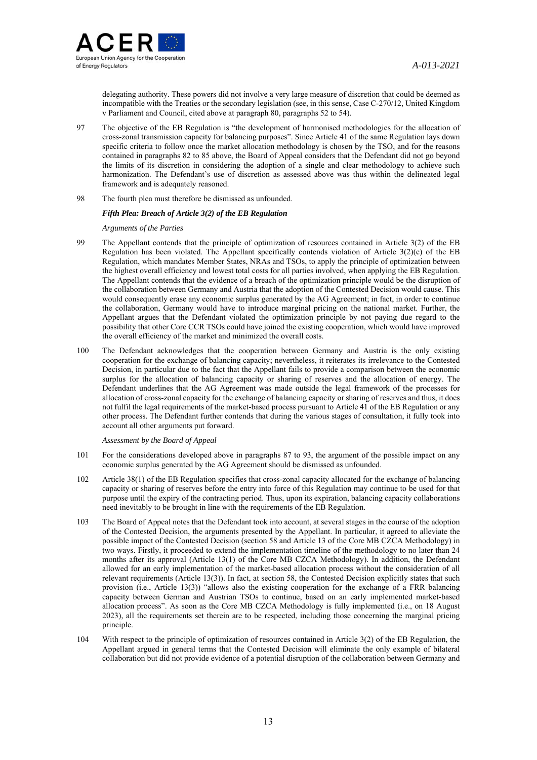delegating authority. These powers did not involve a very large measure of discretion that could be deemed as incompatible with the Treaties or the secondary legislation (see, in this sense, Case C-270/12, United Kingdom v Parliament and Council, cited above at paragraph 80, paragraphs 52 to 54).

97 The objective of the EB Regulation is "the development of harmonised methodologies for the allocation of cross-zonal transmission capacity for balancing purposes". Since Article 41 of the same Regulation lays down specific criteria to follow once the market allocation methodology is chosen by the TSO, and for the reasons contained in paragraphs 82 to 85 above, the Board of Appeal considers that the Defendant did not go beyond the limits of its discretion in considering the adoption of a single and clear methodology to achieve such harmonization. The Defendant's use of discretion as assessed above was thus within the delineated legal framework and is adequately reasoned.

98 The fourth plea must therefore be dismissed as unfounded.

***Fifth Plea: Breach of Article 3(2) of the EB Regulation***

*Arguments of the Parties*

99 The Appellant contends that the principle of optimization of resources contained in Article 3(2) of the EB Regulation has been violated. The Appellant specifically contends violation of Article 3(2)(c) of the EB Regulation, which mandates Member States, NRAs and TSOs, to apply the principle of optimization between the highest overall efficiency and lowest total costs for all parties involved, when applying the EB Regulation. The Appellant contends that the evidence of a breach of the optimization principle would be the disruption of the collaboration between Germany and Austria that the adoption of the Contested Decision would cause. This would consequently erase any economic surplus generated by the AG Agreement; in fact, in order to continue the collaboration, Germany would have to introduce marginal pricing on the national market. Further, the Appellant argues that the Defendant violated the optimization principle by not paying due regard to the possibility that other Core CCR TSOs could have joined the existing cooperation, which would have improved the overall efficiency of the market and minimized the overall costs.

100 The Defendant acknowledges that the cooperation between Germany and Austria is the only existing cooperation for the exchange of balancing capacity; nevertheless, it reiterates its irrelevance to the Contested Decision, in particular due to the fact that the Appellant fails to provide a comparison between the economic surplus for the allocation of balancing capacity or sharing of reserves and the allocation of energy. The Defendant underlines that the AG Agreement was made outside the legal framework of the processes for allocation of cross-zonal capacity for the exchange of balancing capacity or sharing of reserves and thus, it does not fulfil the legal requirements of the market-based process pursuant to Article 41 of the EB Regulation or any other process. The Defendant further contends that during the various stages of consultation, it fully took into account all other arguments put forward.

*Assessment by the Board of Appeal*

101 For the considerations developed above in paragraphs 87 to 93, the argument of the possible impact on any economic surplus generated by the AG Agreement should be dismissed as unfounded.

102 Article 38(1) of the EB Regulation specifies that cross-zonal capacity allocated for the exchange of balancing capacity or sharing of reserves before the entry into force of this Regulation may continue to be used for that purpose until the expiry of the contracting period. Thus, upon its expiration, balancing capacity collaborations need inevitably to be brought in line with the requirements of the EB Regulation.

103 The Board of Appeal notes that the Defendant took into account, at several stages in the course of the adoption of the Contested Decision, the arguments presented by the Appellant. In particular, it agreed to alleviate the possible impact of the Contested Decision (section 58 and Article 13 of the Core MB CZCA Methodology) in two ways. Firstly, it proceeded to extend the implementation timeline of the methodology to no later than 24 months after its approval (Article 13(1) of the Core MB CZCA Methodology). In addition, the Defendant allowed for an early implementation of the market-based allocation process without the consideration of all relevant requirements (Article 13(3)). In fact, at section 58, the Contested Decision explicitly states that such provision (i.e., Article 13(3)) "allows also the existing cooperation for the exchange of a FRR balancing capacity between German and Austrian TSOs to continue, based on an early implemented market-based allocation process". As soon as the Core MB CZCA Methodology is fully implemented (i.e., on 18 August 2023), all the requirements set therein are to be respected, including those concerning the marginal pricing principle.

104 With respect to the principle of optimization of resources contained in Article 3(2) of the EB Regulation, the Appellant argued in general terms that the Contested Decision will eliminate the only example of bilateral collaboration but did not provide evidence of a potential disruption of the collaboration between Germany and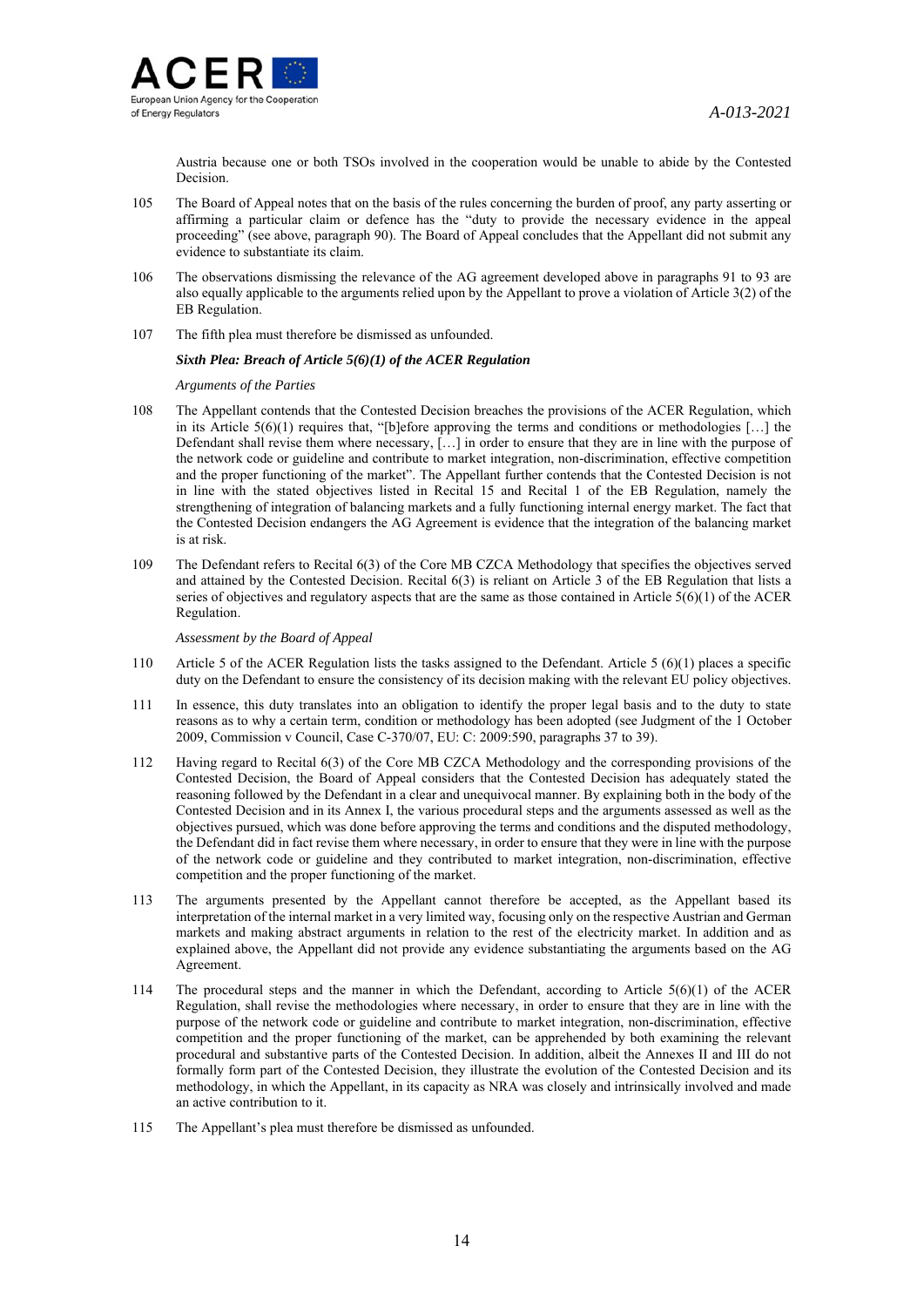Austria because one or both TSOs involved in the cooperation would be unable to abide by the Contested Decision.

105 The Board of Appeal notes that on the basis of the rules concerning the burden of proof, any party asserting or affirming a particular claim or defence has the "duty to provide the necessary evidence in the appeal proceeding" (see above, paragraph 90). The Board of Appeal concludes that the Appellant did not submit any evidence to substantiate its claim.

106 The observations dismissing the relevance of the AG agreement developed above in paragraphs 91 to 93 are also equally applicable to the arguments relied upon by the Appellant to prove a violation of Article 3(2) of the EB Regulation.

107 The fifth plea must therefore be dismissed as unfounded.

***Sixth Plea: Breach of Article 5(6)(1) of the ACER Regulation***

*Arguments of the Parties*

108 The Appellant contends that the Contested Decision breaches the provisions of the ACER Regulation, which in its Article 5(6)(1) requires that, "[b]efore approving the terms and conditions or methodologies […] the Defendant shall revise them where necessary, […] in order to ensure that they are in line with the purpose of the network code or guideline and contribute to market integration, non-discrimination, effective competition and the proper functioning of the market". The Appellant further contends that the Contested Decision is not in line with the stated objectives listed in Recital 15 and Recital 1 of the EB Regulation, namely the strengthening of integration of balancing markets and a fully functioning internal energy market. The fact that the Contested Decision endangers the AG Agreement is evidence that the integration of the balancing market is at risk.

109 The Defendant refers to Recital 6(3) of the Core MB CZCA Methodology that specifies the objectives served and attained by the Contested Decision. Recital 6(3) is reliant on Article 3 of the EB Regulation that lists a series of objectives and regulatory aspects that are the same as those contained in Article 5(6)(1) of the ACER Regulation.

*Assessment by the Board of Appeal*

110 Article 5 of the ACER Regulation lists the tasks assigned to the Defendant. Article 5 (6)(1) places a specific duty on the Defendant to ensure the consistency of its decision making with the relevant EU policy objectives.

111 In essence, this duty translates into an obligation to identify the proper legal basis and to the duty to state reasons as to why a certain term, condition or methodology has been adopted (see Judgment of the 1 October 2009, Commission v Council, Case C-370/07, EU: C: 2009:590, paragraphs 37 to 39).

112 Having regard to Recital 6(3) of the Core MB CZCA Methodology and the corresponding provisions of the Contested Decision, the Board of Appeal considers that the Contested Decision has adequately stated the reasoning followed by the Defendant in a clear and unequivocal manner. By explaining both in the body of the Contested Decision and in its Annex I, the various procedural steps and the arguments assessed as well as the objectives pursued, which was done before approving the terms and conditions and the disputed methodology, the Defendant did in fact revise them where necessary, in order to ensure that they were in line with the purpose of the network code or guideline and they contributed to market integration, non-discrimination, effective competition and the proper functioning of the market.

113 The arguments presented by the Appellant cannot therefore be accepted, as the Appellant based its interpretation of the internal market in a very limited way, focusing only on the respective Austrian and German markets and making abstract arguments in relation to the rest of the electricity market. In addition and as explained above, the Appellant did not provide any evidence substantiating the arguments based on the AG Agreement.

114 The procedural steps and the manner in which the Defendant, according to Article 5(6)(1) of the ACER Regulation, shall revise the methodologies where necessary, in order to ensure that they are in line with the purpose of the network code or guideline and contribute to market integration, non-discrimination, effective competition and the proper functioning of the market, can be apprehended by both examining the relevant procedural and substantive parts of the Contested Decision. In addition, albeit the Annexes II and III do not formally form part of the Contested Decision, they illustrate the evolution of the Contested Decision and its methodology, in which the Appellant, in its capacity as NRA was closely and intrinsically involved and made an active contribution to it.

115 The Appellant's plea must therefore be dismissed as unfounded.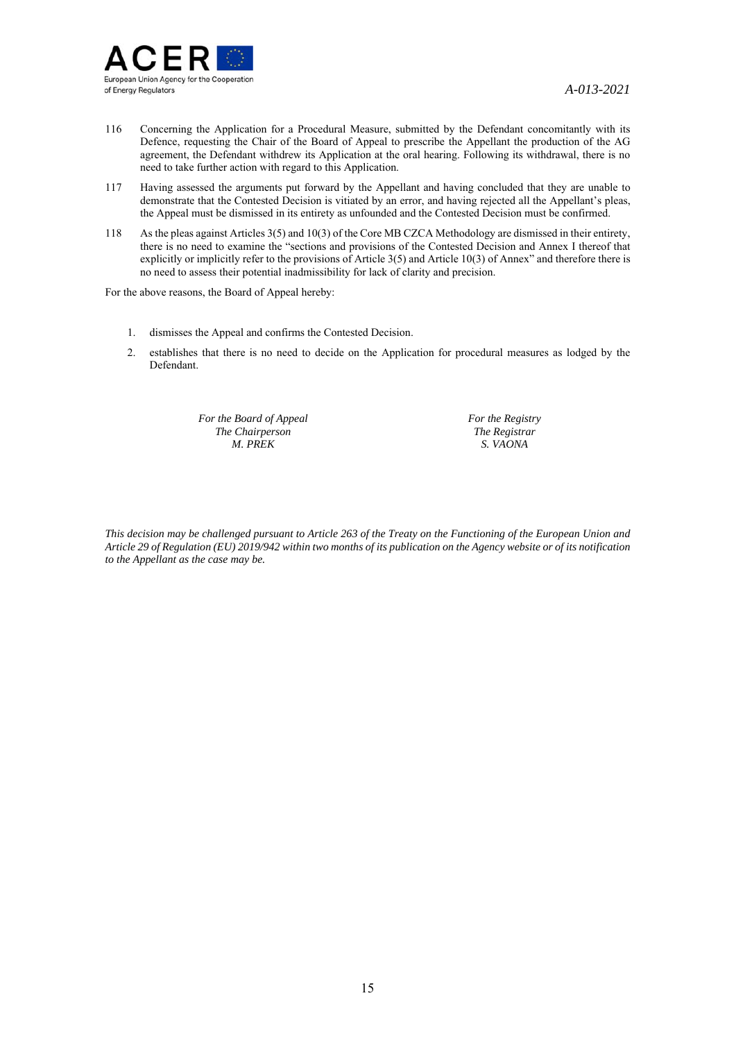116 Concerning the Application for a Procedural Measure, submitted by the Defendant concomitantly with its Defence, requesting the Chair of the Board of Appeal to prescribe the Appellant the production of the AG agreement, the Defendant withdrew its Application at the oral hearing. Following its withdrawal, there is no need to take further action with regard to this Application.

117 Having assessed the arguments put forward by the Appellant and having concluded that they are unable to demonstrate that the Contested Decision is vitiated by an error, and having rejected all the Appellant's pleas, the Appeal must be dismissed in its entirety as unfounded and the Contested Decision must be confirmed.

118 As the pleas against Articles 3(5) and 10(3) of the Core MB CZCA Methodology are dismissed in their entirety, there is no need to examine the "sections and provisions of the Contested Decision and Annex I thereof that explicitly or implicitly refer to the provisions of Article 3(5) and Article 10(3) of Annex" and therefore there is no need to assess their potential inadmissibility for lack of clarity and precision.

For the above reasons, the Board of Appeal hereby:

1. dismisses the Appeal and confirms the Contested Decision.
2. establishes that there is no need to decide on the Application for procedural measures as lodged by the Defendant.

| | |
|---|---|
| *For the Board of Appeal* | *For the Registry* |
| *The Chairperson* | *The Registrar* |
| *M. PREK* | *S. VAONA* |

*This decision may be challenged pursuant to Article 263 of the Treaty on the Functioning of the European Union and Article 29 of Regulation (EU) 2019/942 within two months of its publication on the Agency website or of its notification to the Appellant as the case may be.*